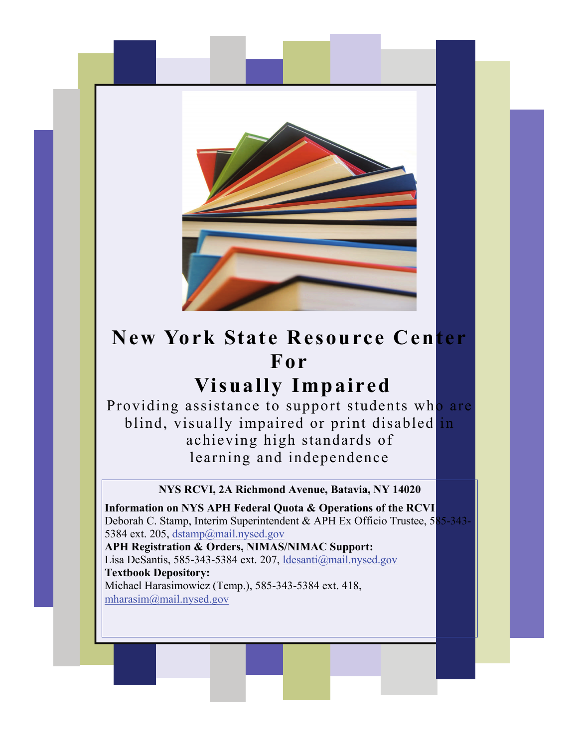# New York State Resource Center For Visually Impaired

Providing assistance to support students who are blind, visually impaired or print disabled in achieving high standards of learning and independence

**NYS RCVI, 2A Richmond Avenue, Batavia, NY 14020**

**Information on NYS APH Federal Quota & Operations of the RCVI**
Deborah C. Stamp, Interim Superintendent & APH Ex Officio Trustee, 585-343-5384 ext. 205, dstamp@mail.nysed.gov

**APH Registration & Orders, NIMAS/NIMAC Support:**
Lisa DeSantis, 585-343-5384 ext. 207, ldesanti@mail.nysed.gov

**Textbook Depository:**
Michael Harasimowicz (Temp.), 585-343-5384 ext. 418, mharasim@mail.nysed.gov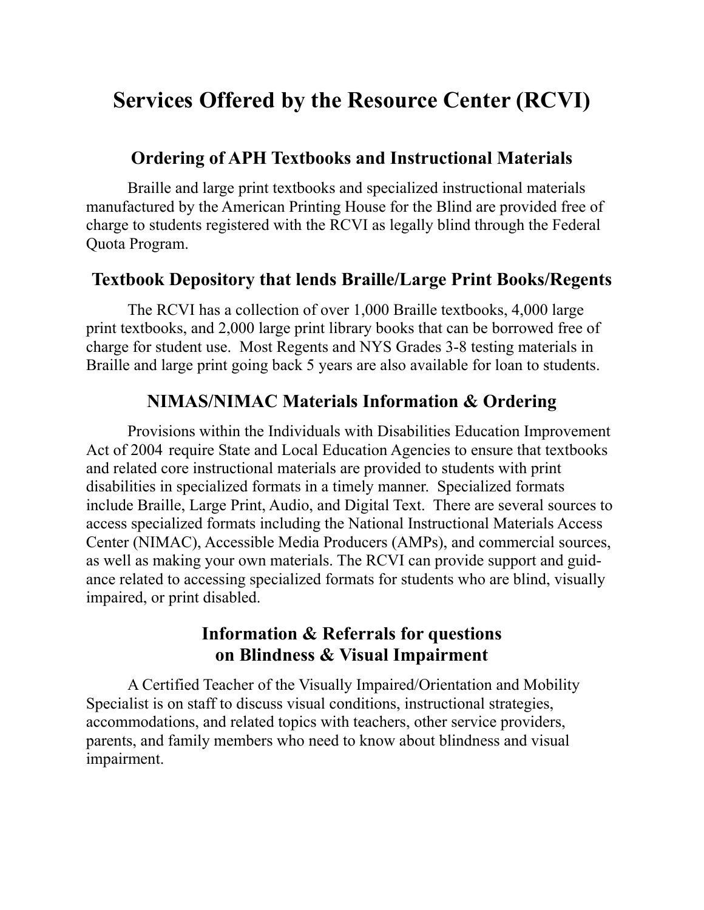# Services Offered by the Resource Center (RCVI)

## Ordering of APH Textbooks and Instructional Materials

Braille and large print textbooks and specialized instructional materials manufactured by the American Printing House for the Blind are provided free of charge to students registered with the RCVI as legally blind through the Federal Quota Program.

## Textbook Depository that lends Braille/Large Print Books/Regents

The RCVI has a collection of over 1,000 Braille textbooks, 4,000 large print textbooks, and 2,000 large print library books that can be borrowed free of charge for student use. Most Regents and NYS Grades 3-8 testing materials in Braille and large print going back 5 years are also available for loan to students.

## NIMAS/NIMAC Materials Information & Ordering

Provisions within the Individuals with Disabilities Education Improvement Act of 2004 require State and Local Education Agencies to ensure that textbooks and related core instructional materials are provided to students with print disabilities in specialized formats in a timely manner. Specialized formats include Braille, Large Print, Audio, and Digital Text. There are several sources to access specialized formats including the National Instructional Materials Access Center (NIMAC), Accessible Media Producers (AMPs), and commercial sources, as well as making your own materials. The RCVI can provide support and guidance related to accessing specialized formats for students who are blind, visually impaired, or print disabled.

## Information & Referrals for questions on Blindness & Visual Impairment

A Certified Teacher of the Visually Impaired/Orientation and Mobility Specialist is on staff to discuss visual conditions, instructional strategies, accommodations, and related topics with teachers, other service providers, parents, and family members who need to know about blindness and visual impairment.